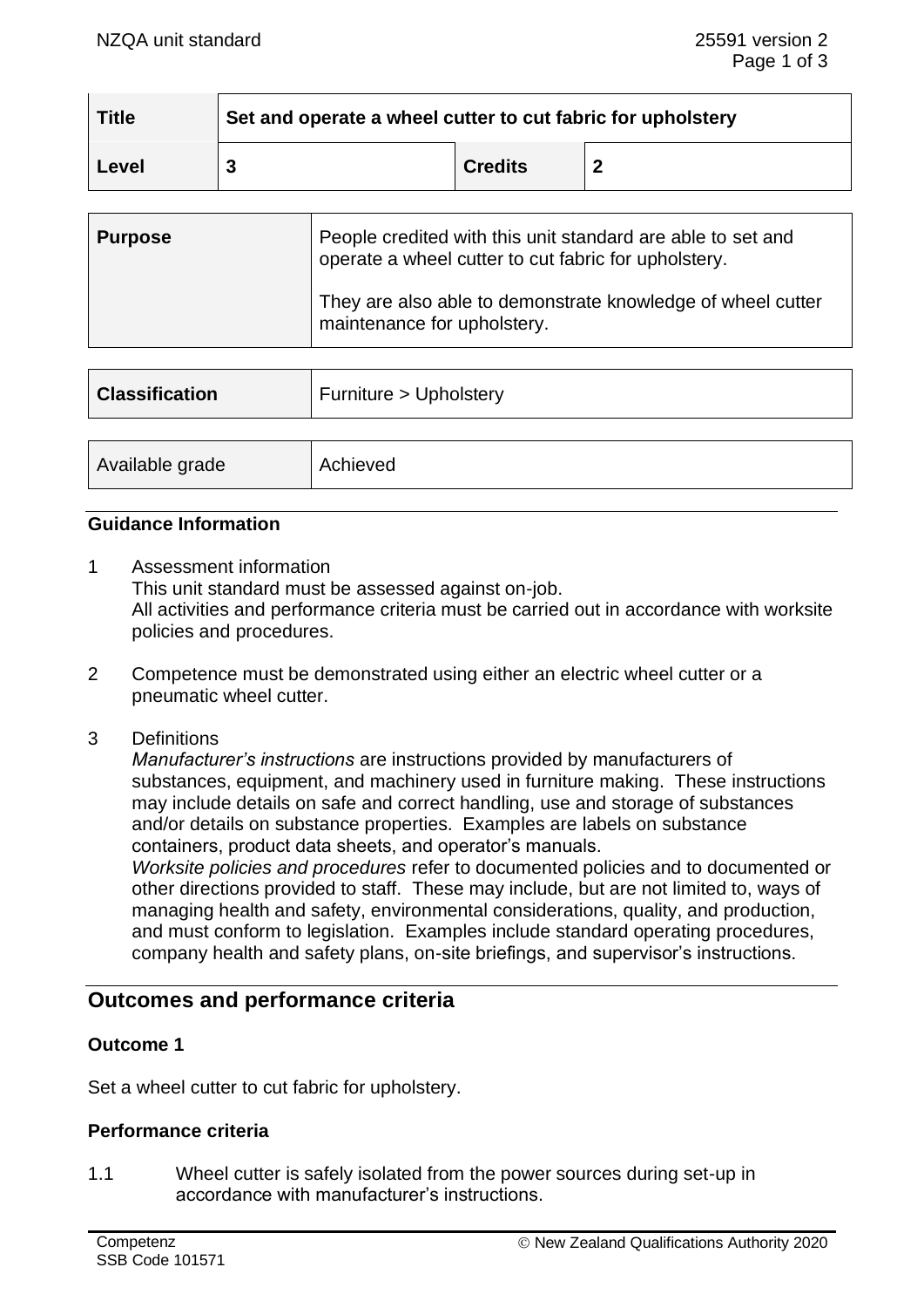| Title | Set and operate a wheel cutter to cut fabric for upholstery | | |
|---|---|---|---|
| Level | 3 | Credits | 2 |

| Purpose | People credited with this unit standard are able to set and operate a wheel cutter to cut fabric for upholstery.<br><br>They are also able to demonstrate knowledge of wheel cutter maintenance for upholstery. |
|---|---|

| Classification | Furniture > Upholstery |
|---|---|

| Available grade | Achieved |
|---|---|

### Guidance Information

1 Assessment information
This unit standard must be assessed against on-job.
All activities and performance criteria must be carried out in accordance with worksite policies and procedures.

2 Competence must be demonstrated using either an electric wheel cutter or a pneumatic wheel cutter.

3 Definitions
*Manufacturer's instructions* are instructions provided by manufacturers of substances, equipment, and machinery used in furniture making. These instructions may include details on safe and correct handling, use and storage of substances and/or details on substance properties. Examples are labels on substance containers, product data sheets, and operator's manuals.
*Worksite policies and procedures* refer to documented policies and to documented or other directions provided to staff. These may include, but are not limited to, ways of managing health and safety, environmental considerations, quality, and production, and must conform to legislation. Examples include standard operating procedures, company health and safety plans, on-site briefings, and supervisor's instructions.

## Outcomes and performance criteria

### Outcome 1

Set a wheel cutter to cut fabric for upholstery.

### Performance criteria

1.1 Wheel cutter is safely isolated from the power sources during set-up in accordance with manufacturer's instructions.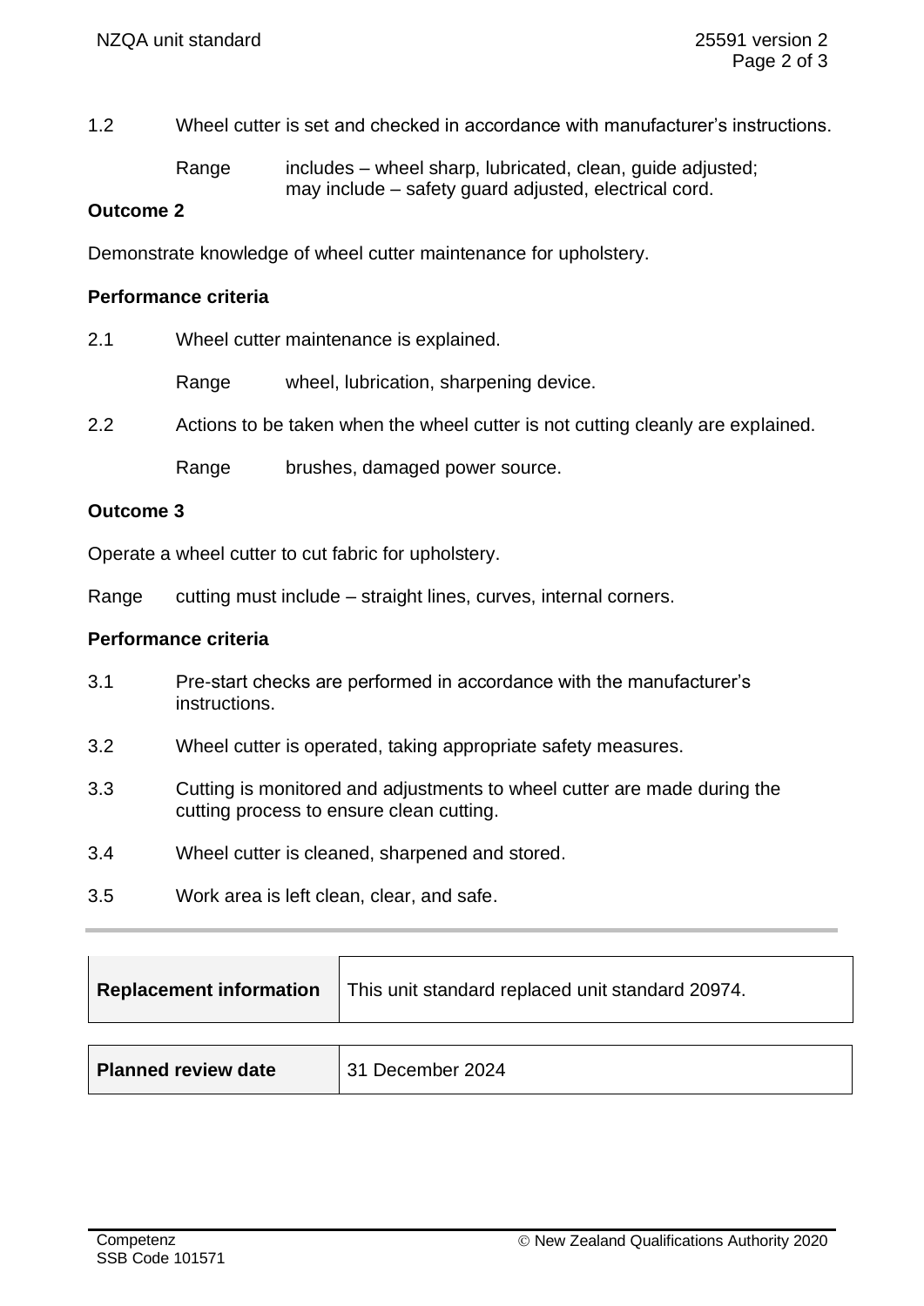1.2 Wheel cutter is set and checked in accordance with manufacturer's instructions.

Range includes – wheel sharp, lubricated, clean, guide adjusted; may include – safety guard adjusted, electrical cord.

**Outcome 2**

Demonstrate knowledge of wheel cutter maintenance for upholstery.

**Performance criteria**

2.1 Wheel cutter maintenance is explained.

Range wheel, lubrication, sharpening device.

2.2 Actions to be taken when the wheel cutter is not cutting cleanly are explained.

Range brushes, damaged power source.

**Outcome 3**

Operate a wheel cutter to cut fabric for upholstery.

Range cutting must include – straight lines, curves, internal corners.

**Performance criteria**

3.1 Pre-start checks are performed in accordance with the manufacturer's instructions.

3.2 Wheel cutter is operated, taking appropriate safety measures.

3.3 Cutting is monitored and adjustments to wheel cutter are made during the cutting process to ensure clean cutting.

3.4 Wheel cutter is cleaned, sharpened and stored.

3.5 Work area is left clean, clear, and safe.

| **Replacement information** | This unit standard replaced unit standard 20974. |
| --- | --- |

| **Planned review date** | 31 December 2024 |
| --- | --- |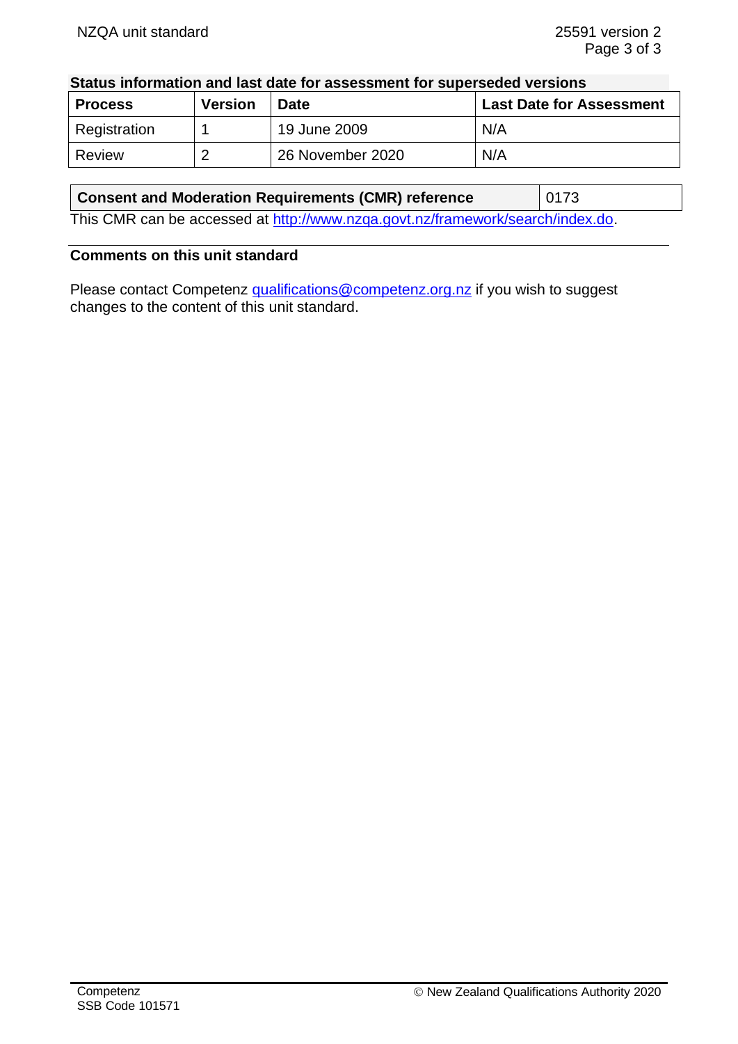**Status information and last date for assessment for superseded versions**

| Process | Version | Date | Last Date for Assessment |
|---|---|---|---|
| Registration | 1 | 19 June 2009 | N/A |
| Review | 2 | 26 November 2020 | N/A |

| Consent and Moderation Requirements (CMR) reference | 0173 |
|---|---|

This CMR can be accessed at http://www.nzqa.govt.nz/framework/search/index.do.

**Comments on this unit standard**

Please contact Competenz qualifications@competenz.org.nz if you wish to suggest changes to the content of this unit standard.